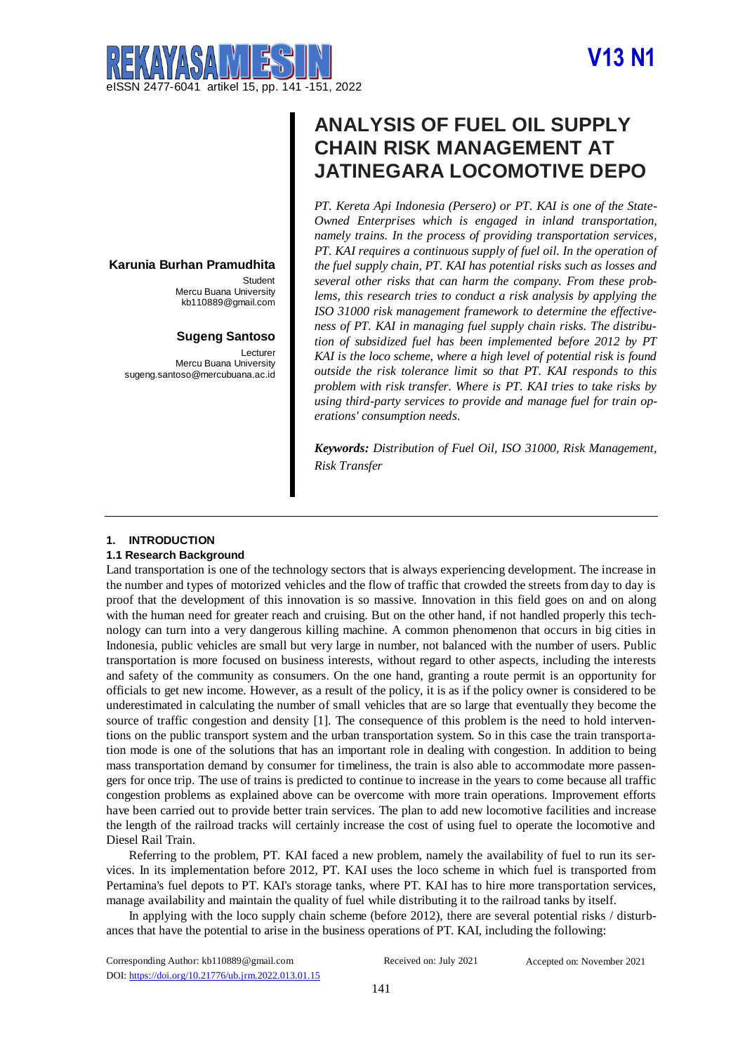# ANALYSIS OF FUEL OIL SUPPLY CHAIN RISK MANAGEMENT AT JATINEGARA LOCOMOTIVE DEPO

**Karunia Burhan Pramudhita**
Student
Mercu Buana University
kb110889@gmail.com

**Sugeng Santoso**
Lecturer
Mercu Buana University
sugeng.santoso@mercubuana.ac.id

*PT. Kereta Api Indonesia (Persero) or PT. KAI is one of the State-Owned Enterprises which is engaged in inland transportation, namely trains. In the process of providing transportation services, PT. KAI requires a continuous supply of fuel oil. In the operation of the fuel supply chain, PT. KAI has potential risks such as losses and several other risks that can harm the company. From these problems, this research tries to conduct a risk analysis by applying the ISO 31000 risk management framework to determine the effectiveness of PT. KAI in managing fuel supply chain risks. The distribution of subsidized fuel has been implemented before 2012 by PT KAI is the loco scheme, where a high level of potential risk is found outside the risk tolerance limit so that PT. KAI responds to this problem with risk transfer. Where is PT. KAI tries to take risks by using third-party services to provide and manage fuel for train operations' consumption needs.*

***Keywords:*** *Distribution of Fuel Oil, ISO 31000, Risk Management, Risk Transfer*

## 1. INTRODUCTION

### 1.1 Research Background

Land transportation is one of the technology sectors that is always experiencing development. The increase in the number and types of motorized vehicles and the flow of traffic that crowded the streets from day to day is proof that the development of this innovation is so massive. Innovation in this field goes on and on along with the human need for greater reach and cruising. But on the other hand, if not handled properly this technology can turn into a very dangerous killing machine. A common phenomenon that occurs in big cities in Indonesia, public vehicles are small but very large in number, not balanced with the number of users. Public transportation is more focused on business interests, without regard to other aspects, including the interests and safety of the community as consumers. On the one hand, granting a route permit is an opportunity for officials to get new income. However, as a result of the policy, it is as if the policy owner is considered to be underestimated in calculating the number of small vehicles that are so large that eventually they become the source of traffic congestion and density [1]. The consequence of this problem is the need to hold interventions on the public transport system and the urban transportation system. So in this case the train transportation mode is one of the solutions that has an important role in dealing with congestion. In addition to being mass transportation demand by consumer for timeliness, the train is also able to accommodate more passengers for once trip. The use of trains is predicted to continue to increase in the years to come because all traffic congestion problems as explained above can be overcome with more train operations. Improvement efforts have been carried out to provide better train services. The plan to add new locomotive facilities and increase the length of the railroad tracks will certainly increase the cost of using fuel to operate the locomotive and Diesel Rail Train.

Referring to the problem, PT. KAI faced a new problem, namely the availability of fuel to run its services. In its implementation before 2012, PT. KAI uses the loco scheme in which fuel is transported from Pertamina's fuel depots to PT. KAI's storage tanks, where PT. KAI has to hire more transportation services, manage availability and maintain the quality of fuel while distributing it to the railroad tanks by itself.

In applying with the loco supply chain scheme (before 2012), there are several potential risks / disturbances that have the potential to arise in the business operations of PT. KAI, including the following:

Corresponding Author: kb110889@gmail.com
DOI: https://doi.org/10.21776/ub.jrm.2022.013.01.15

Received on: July 2021 Accepted on: November 2021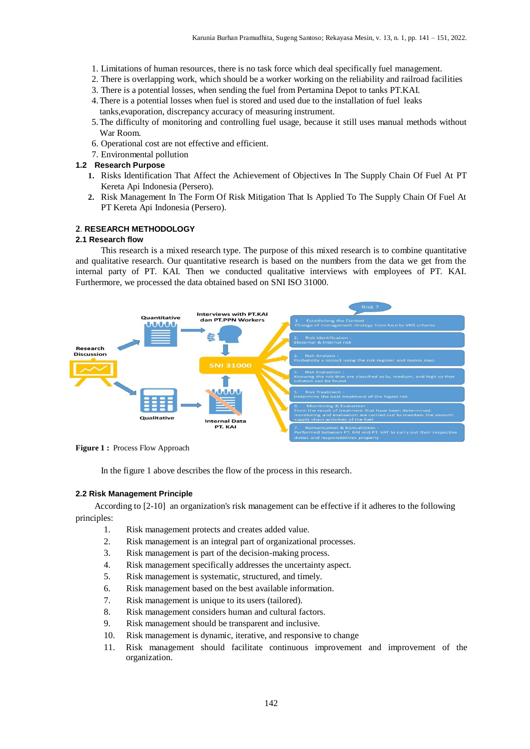1. Limitations of human resources, there is no task force which deal specifically fuel management.
2. There is overlapping work, which should be a worker working on the reliability and railroad facilities
3. There is a potential losses, when sending the fuel from Pertamina Depot to tanks PT.KAI.
4. There is a potential losses when fuel is stored and used due to the installation of fuel leaks tanks,evaporation, discrepancy accuracy of measuring instrument.
5. The difficulty of monitoring and controlling fuel usage, because it still uses manual methods without War Room.
6. Operational cost are not effective and efficient.
7. Environmental pollution

### 1.2 Research Purpose

1. Risks Identification That Affect the Achievement of Objectives In The Supply Chain Of Fuel At PT Kereta Api Indonesia (Persero).
2. Risk Management In The Form Of Risk Mitigation That Is Applied To The Supply Chain Of Fuel At PT Kereta Api Indonesia (Persero).

## 2. RESEARCH METHODOLOGY

### 2.1 Research flow

This research is a mixed research type. The purpose of this mixed research is to combine quantitative and qualitative research. Our quantitative research is based on the numbers from the data we get from the internal party of PT. KAI. Then we conducted qualitative interviews with employees of PT. KAI. Furthermore, we processed the data obtained based on SNI ISO 31000.

**Figure 1 :** Process Flow Approach

In the figure 1 above describes the flow of the process in this research.

### 2.2 Risk Management Principle

According to [2-10] an organization's risk management can be effective if it adheres to the following principles:

1. Risk management protects and creates added value.
2. Risk management is an integral part of organizational processes.
3. Risk management is part of the decision-making process.
4. Risk management specifically addresses the uncertainty aspect.
5. Risk management is systematic, structured, and timely.
6. Risk management based on the best available information.
7. Risk management is unique to its users (tailored).
8. Risk management considers human and cultural factors.
9. Risk management should be transparent and inclusive.
10. Risk management is dynamic, iterative, and responsive to change
11. Risk management should facilitate continuous improvement and improvement of the organization.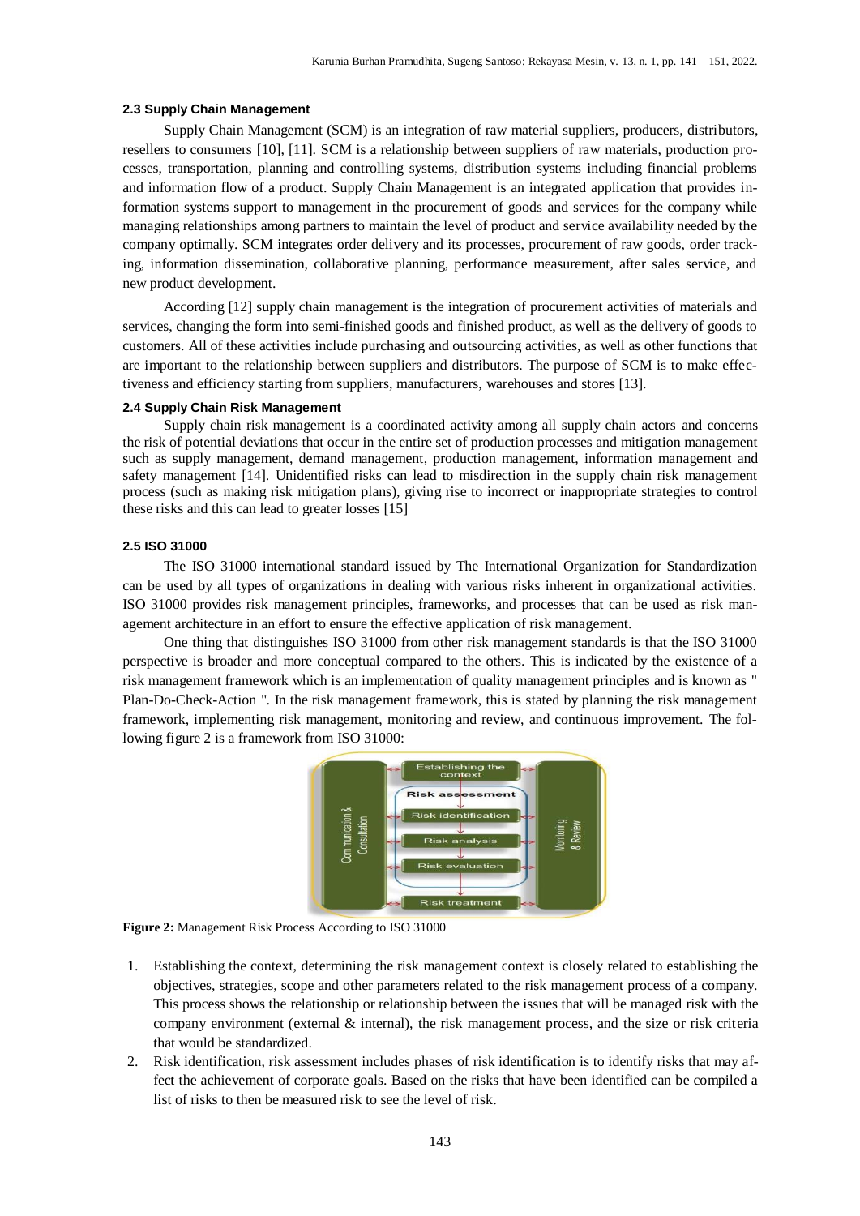### 2.3 Supply Chain Management

Supply Chain Management (SCM) is an integration of raw material suppliers, producers, distributors, resellers to consumers [10], [11]. SCM is a relationship between suppliers of raw materials, production processes, transportation, planning and controlling systems, distribution systems including financial problems and information flow of a product. Supply Chain Management is an integrated application that provides information systems support to management in the procurement of goods and services for the company while managing relationships among partners to maintain the level of product and service availability needed by the company optimally. SCM integrates order delivery and its processes, procurement of raw goods, order tracking, information dissemination, collaborative planning, performance measurement, after sales service, and new product development.

According [12] supply chain management is the integration of procurement activities of materials and services, changing the form into semi-finished goods and finished product, as well as the delivery of goods to customers. All of these activities include purchasing and outsourcing activities, as well as other functions that are important to the relationship between suppliers and distributors. The purpose of SCM is to make effectiveness and efficiency starting from suppliers, manufacturers, warehouses and stores [13].

### 2.4 Supply Chain Risk Management

Supply chain risk management is a coordinated activity among all supply chain actors and concerns the risk of potential deviations that occur in the entire set of production processes and mitigation management such as supply management, demand management, production management, information management and safety management [14]. Unidentified risks can lead to misdirection in the supply chain risk management process (such as making risk mitigation plans), giving rise to incorrect or inappropriate strategies to control these risks and this can lead to greater losses [15]

### 2.5 ISO 31000

The ISO 31000 international standard issued by The International Organization for Standardization can be used by all types of organizations in dealing with various risks inherent in organizational activities. ISO 31000 provides risk management principles, frameworks, and processes that can be used as risk management architecture in an effort to ensure the effective application of risk management.

One thing that distinguishes ISO 31000 from other risk management standards is that the ISO 31000 perspective is broader and more conceptual compared to the others. This is indicated by the existence of a risk management framework which is an implementation of quality management principles and is known as " Plan-Do-Check-Action ". In the risk management framework, this is stated by planning the risk management framework, implementing risk management, monitoring and review, and continuous improvement. The following figure 2 is a framework from ISO 31000:

**Figure 2:** Management Risk Process According to ISO 31000

1. Establishing the context, determining the risk management context is closely related to establishing the objectives, strategies, scope and other parameters related to the risk management process of a company. This process shows the relationship or relationship between the issues that will be managed risk with the company environment (external & internal), the risk management process, and the size or risk criteria that would be standardized.
2. Risk identification, risk assessment includes phases of risk identification is to identify risks that may affect the achievement of corporate goals. Based on the risks that have been identified can be compiled a list of risks to then be measured risk to see the level of risk.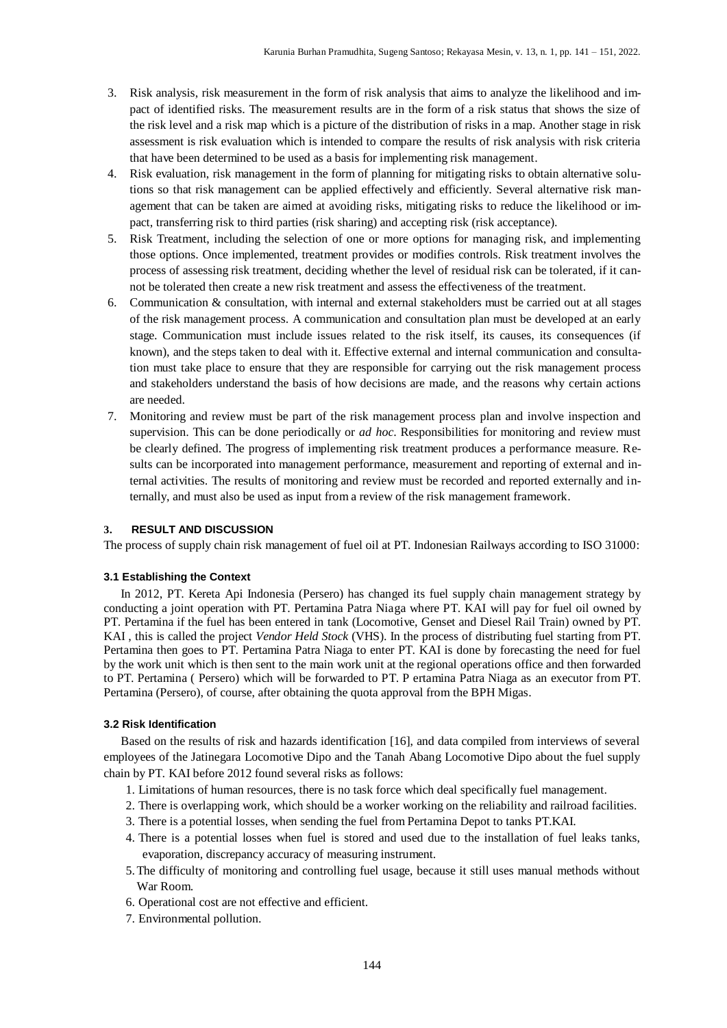3. Risk analysis, risk measurement in the form of risk analysis that aims to analyze the likelihood and impact of identified risks. The measurement results are in the form of a risk status that shows the size of the risk level and a risk map which is a picture of the distribution of risks in a map. Another stage in risk assessment is risk evaluation which is intended to compare the results of risk analysis with risk criteria that have been determined to be used as a basis for implementing risk management.
4. Risk evaluation, risk management in the form of planning for mitigating risks to obtain alternative solutions so that risk management can be applied effectively and efficiently. Several alternative risk management that can be taken are aimed at avoiding risks, mitigating risks to reduce the likelihood or impact, transferring risk to third parties (risk sharing) and accepting risk (risk acceptance).
5. Risk Treatment, including the selection of one or more options for managing risk, and implementing those options. Once implemented, treatment provides or modifies controls. Risk treatment involves the process of assessing risk treatment, deciding whether the level of residual risk can be tolerated, if it cannot be tolerated then create a new risk treatment and assess the effectiveness of the treatment.
6. Communication & consultation, with internal and external stakeholders must be carried out at all stages of the risk management process. A communication and consultation plan must be developed at an early stage. Communication must include issues related to the risk itself, its causes, its consequences (if known), and the steps taken to deal with it. Effective external and internal communication and consultation must take place to ensure that they are responsible for carrying out the risk management process and stakeholders understand the basis of how decisions are made, and the reasons why certain actions are needed.
7. Monitoring and review must be part of the risk management process plan and involve inspection and supervision. This can be done periodically or *ad hoc*. Responsibilities for monitoring and review must be clearly defined. The progress of implementing risk treatment produces a performance measure. Results can be incorporated into management performance, measurement and reporting of external and internal activities. The results of monitoring and review must be recorded and reported externally and internally, and must also be used as input from a review of the risk management framework.

## 3. RESULT AND DISCUSSION

The process of supply chain risk management of fuel oil at PT. Indonesian Railways according to ISO 31000:

### 3.1 Establishing the Context

In 2012, PT. Kereta Api Indonesia (Persero) has changed its fuel supply chain management strategy by conducting a joint operation with PT. Pertamina Patra Niaga where PT. KAI will pay for fuel oil owned by PT. Pertamina if the fuel has been entered in tank (Locomotive, Genset and Diesel Rail Train) owned by PT. KAI , this is called the project *Vendor Held Stock* (VHS). In the process of distributing fuel starting from PT. Pertamina then goes to PT. Pertamina Patra Niaga to enter PT. KAI is done by forecasting the need for fuel by the work unit which is then sent to the main work unit at the regional operations office and then forwarded to PT. Pertamina ( Persero) which will be forwarded to PT. P ertamina Patra Niaga as an executor from PT. Pertamina (Persero), of course, after obtaining the quota approval from the BPH Migas.

### 3.2 Risk Identification

Based on the results of risk and hazards identification [16], and data compiled from interviews of several employees of the Jatinegara Locomotive Dipo and the Tanah Abang Locomotive Dipo about the fuel supply chain by PT. KAI before 2012 found several risks as follows:

1. Limitations of human resources, there is no task force which deal specifically fuel management.
2. There is overlapping work, which should be a worker working on the reliability and railroad facilities.
3. There is a potential losses, when sending the fuel from Pertamina Depot to tanks PT.KAI.
4. There is a potential losses when fuel is stored and used due to the installation of fuel leaks tanks, evaporation, discrepancy accuracy of measuring instrument.
5. The difficulty of monitoring and controlling fuel usage, because it still uses manual methods without War Room.
6. Operational cost are not effective and efficient.
7. Environmental pollution.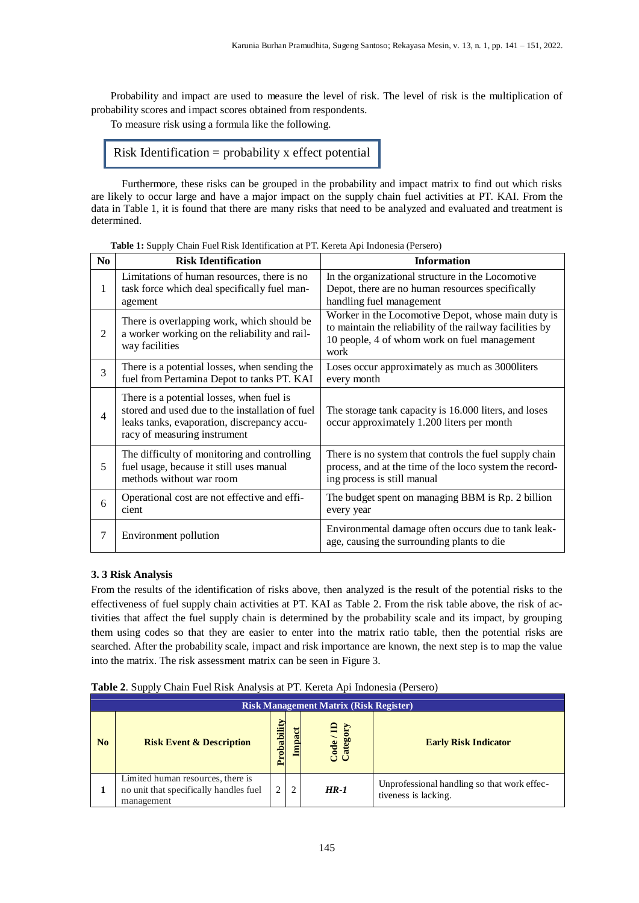Probability and impact are used to measure the level of risk. The level of risk is the multiplication of probability scores and impact scores obtained from respondents.

To measure risk using a formula like the following.

$$\text{Risk Identification} = \text{probability x effect potential}$$

Furthermore, these risks can be grouped in the probability and impact matrix to find out which risks are likely to occur large and have a major impact on the supply chain fuel activities at PT. KAI. From the data in Table 1, it is found that there are many risks that need to be analyzed and evaluated and treatment is determined.

**Table 1:** Supply Chain Fuel Risk Identification at PT. Kereta Api Indonesia (Persero)

| No | Risk Identification | Information |
|---|---|---|
| 1 | Limitations of human resources, there is no task force which deal specifically fuel management | In the organizational structure in the Locomotive Depot, there are no human resources specifically handling fuel management |
| 2 | There is overlapping work, which should be a worker working on the reliability and railway facilities | Worker in the Locomotive Depot, whose main duty is to maintain the reliability of the railway facilities by 10 people, 4 of whom work on fuel management work |
| 3 | There is a potential losses, when sending the fuel from Pertamina Depot to tanks PT. KAI | Loses occur approximately as much as 3000liters every month |
| 4 | There is a potential losses, when fuel is stored and used due to the installation of fuel leaks tanks, evaporation, discrepancy accuracy of measuring instrument | The storage tank capacity is 16.000 liters, and loses occur approximately 1.200 liters per month |
| 5 | The difficulty of monitoring and controlling fuel usage, because it still uses manual methods without war room | There is no system that controls the fuel supply chain process, and at the time of the loco system the recording process is still manual |
| 6 | Operational cost are not effective and efficient | The budget spent on managing BBM is Rp. 2 billion every year |
| 7 | Environment pollution | Environmental damage often occurs due to tank leakage, causing the surrounding plants to die |

### 3. 3 Risk Analysis

From the results of the identification of risks above, then analyzed is the result of the potential risks to the effectiveness of fuel supply chain activities at PT. KAI as Table 2. From the risk table above, the risk of activities that affect the fuel supply chain is determined by the probability scale and its impact, by grouping them using codes so that they are easier to enter into the matrix ratio table, then the potential risks are searched. After the probability scale, impact and risk importance are known, the next step is to map the value into the matrix. The risk assessment matrix can be seen in Figure 3.

**Table 2**. Supply Chain Fuel Risk Analysis at PT. Kereta Api Indonesia (Persero)

| Risk Management Matrix (Risk Register) | | | | | |
|---|---|---|---|---|---|
| **No** | **Risk Event & Description** | **Probability** | **Impact** | **Code / ID Category** | **Early Risk Indicator** |
| **1** | Limited human resources, there is no unit that specifically handles fuel management | 2 | 2 | ***HR-1*** | Unprofessional handling so that work effectiveness is lacking. |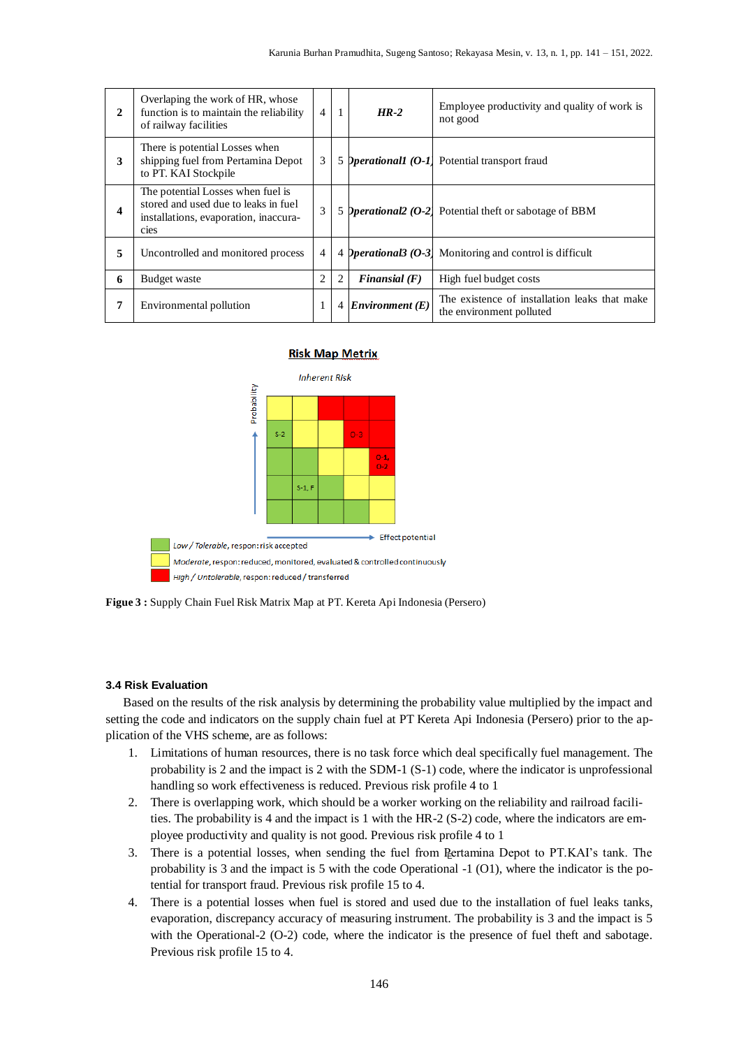| 2 | Overlaping the work of HR, whose function is to maintain the reliability of railway facilities | 4 | 1 | *HR-2* | Employee productivity and quality of work is not good |
|---|---|---|---|---|---|
| 3 | There is potential Losses when shipping fuel from Pertamina Depot to PT. KAI Stockpile | 3 | 5 | *Operational1 (O-1)* | Potential transport fraud |
| 4 | The potential Losses when fuel is stored and used due to leaks in fuel installations, evaporation, inaccuracies | 3 | 5 | *Operational2 (O-2)* | Potential theft or sabotage of BBM |
| 5 | Uncontrolled and monitored process | 4 | 4 | *Operational3 (O-3)* | Monitoring and control is difficult |
| 6 | Budget waste | 2 | 2 | *Finansial (F)* | High fuel budget costs |
| 7 | Environmental pollution | 1 | 4 | *Environment (E)* | The existence of installation leaks that make the environment polluted |

**Risk Map Metrix**

*Inherent Risk*

Probability

S-2 | O-3 | O-1, O-2 | S-1, F

Effect potential

*Low / Tolerable*, respon: risk accepted

*Moderate*, respon: reduced, monitored, evaluated & controlled continuously

*High / Untolerable*, respon: reduced / transferred

**Figure 3 :** Supply Chain Fuel Risk Matrix Map at PT. Kereta Api Indonesia (Persero)

### 3.4 Risk Evaluation

Based on the results of the risk analysis by determining the probability value multiplied by the impact and setting the code and indicators on the supply chain fuel at PT Kereta Api Indonesia (Persero) prior to the application of the VHS scheme, are as follows:

1. Limitations of human resources, there is no task force which deal specifically fuel management. The probability is 2 and the impact is 2 with the SDM-1 (S-1) code, where the indicator is unprofessional handling so work effectiveness is reduced. Previous risk profile 4 to 1
2. There is overlapping work, which should be a worker working on the reliability and railroad facilities. The probability is 4 and the impact is 1 with the HR-2 (S-2) code, where the indicators are employee productivity and quality is not good. Previous risk profile 4 to 1
3. There is a potential losses, when sending the fuel from Pertamina Depot to PT.KAI's tank. The probability is 3 and the impact is 5 with the code Operational -1 (O1), where the indicator is the potential for transport fraud. Previous risk profile 15 to 4.
4. There is a potential losses when fuel is stored and used due to the installation of fuel leaks tanks, evaporation, discrepancy accuracy of measuring instrument. The probability is 3 and the impact is 5 with the Operational-2 (O-2) code, where the indicator is the presence of fuel theft and sabotage. Previous risk profile 15 to 4.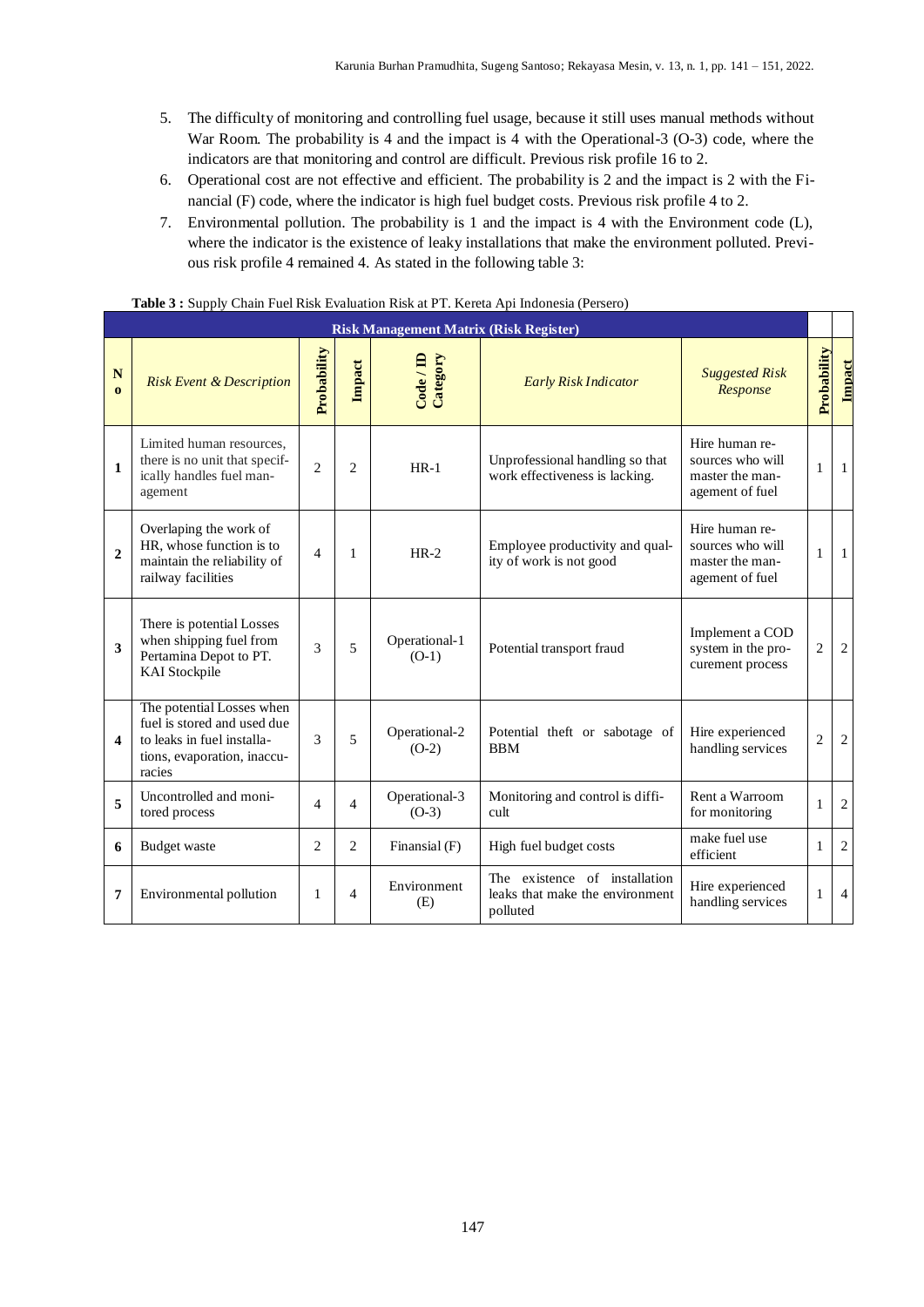5. The difficulty of monitoring and controlling fuel usage, because it still uses manual methods without War Room. The probability is 4 and the impact is 4 with the Operational-3 (O-3) code, where the indicators are that monitoring and control are difficult. Previous risk profile 16 to 2.
6. Operational cost are not effective and efficient. The probability is 2 and the impact is 2 with the Financial (F) code, where the indicator is high fuel budget costs. Previous risk profile 4 to 2.
7. Environmental pollution. The probability is 1 and the impact is 4 with the Environment code (L), where the indicator is the existence of leaky installations that make the environment polluted. Previous risk profile 4 remained 4. As stated in the following table 3:

**Table 3 :** Supply Chain Fuel Risk Evaluation Risk at PT. Kereta Api Indonesia (Persero)

| Risk Management Matrix (Risk Register) | | | | | | | | |
|---|---|---|---|---|---|---|---|---|
| **No** | *Risk Event & Description* | **Probability** | **Impact** | **Code / ID Category** | *Early Risk Indicator* | *Suggested Risk Response* | **Probability** | **Impact** |
| **1** | Limited human resources, there is no unit that specifically handles fuel management | 2 | 2 | HR-1 | Unprofessional handling so that work effectiveness is lacking. | Hire human resources who will master the management of fuel | 1 | 1 |
| **2** | Overlaping the work of HR, whose function is to maintain the reliability of railway facilities | 4 | 1 | HR-2 | Employee productivity and quality of work is not good | Hire human resources who will master the management of fuel | 1 | 1 |
| **3** | There is potential Losses when shipping fuel from Pertamina Depot to PT. KAI Stockpile | 3 | 5 | Operational-1 (O-1) | Potential transport fraud | Implement a COD system in the procurement process | 2 | 2 |
| **4** | The potential Losses when fuel is stored and used due to leaks in fuel installations, evaporation, inaccuracies | 3 | 5 | Operational-2 (O-2) | Potential theft or sabotage of BBM | Hire experienced handling services | 2 | 2 |
| **5** | Uncontrolled and monitored process | 4 | 4 | Operational-3 (O-3) | Monitoring and control is difficult | Rent a Warroom for monitoring | 1 | 2 |
| **6** | Budget waste | 2 | 2 | Finansial (F) | High fuel budget costs | make fuel use efficient | 1 | 2 |
| **7** | Environmental pollution | 1 | 4 | Environment (E) | The existence of installation leaks that make the environment polluted | Hire experienced handling services | 1 | 4 |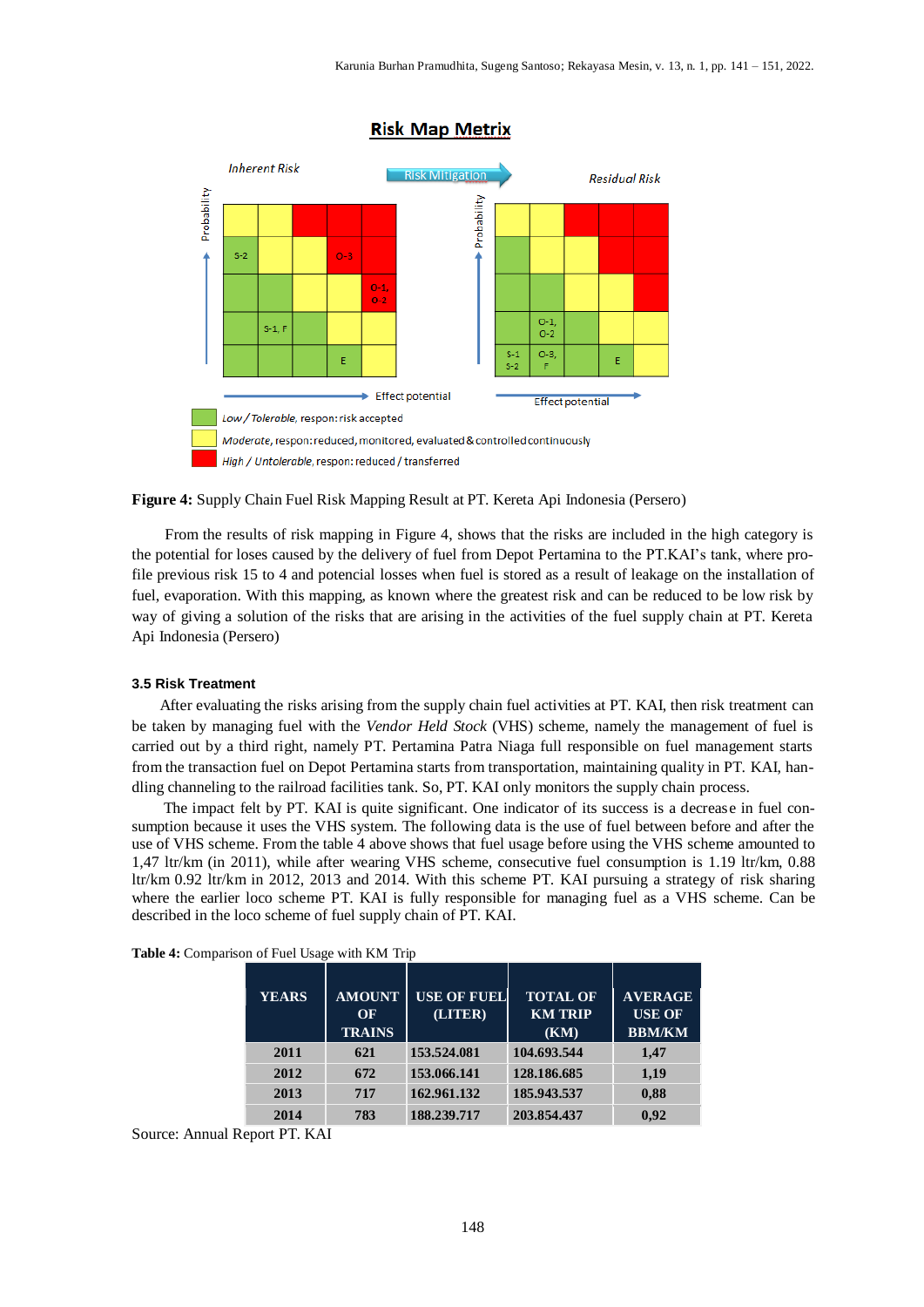Figure 4: Supply Chain Fuel Risk Mapping Result at PT. Kereta Api Indonesia (Persero)

From the results of risk mapping in Figure 4, shows that the risks are included in the high category is the potential for loses caused by the delivery of fuel from Depot Pertamina to the PT.KAI's tank, where profile previous risk 15 to 4 and potencial losses when fuel is stored as a result of leakage on the installation of fuel, evaporation. With this mapping, as known where the greatest risk and can be reduced to be low risk by way of giving a solution of the risks that are arising in the activities of the fuel supply chain at PT. Kereta Api Indonesia (Persero)

### 3.5 Risk Treatment

After evaluating the risks arising from the supply chain fuel activities at PT. KAI, then risk treatment can be taken by managing fuel with the *Vendor Held Stock* (VHS) scheme, namely the management of fuel is carried out by a third right, namely PT. Pertamina Patra Niaga full responsible on fuel management starts from the transaction fuel on Depot Pertamina starts from transportation, maintaining quality in PT. KAI, handling channeling to the railroad facilities tank. So, PT. KAI only monitors the supply chain process.

The impact felt by PT. KAI is quite significant. One indicator of its success is a decrease in fuel consumption because it uses the VHS system. The following data is the use of fuel between before and after the use of VHS scheme. From the table 4 above shows that fuel usage before using the VHS scheme amounted to 1,47 ltr/km (in 2011), while after wearing VHS scheme, consecutive fuel consumption is 1.19 ltr/km, 0.88 ltr/km 0.92 ltr/km in 2012, 2013 and 2014. With this scheme PT. KAI pursuing a strategy of risk sharing where the earlier loco scheme PT. KAI is fully responsible for managing fuel as a VHS scheme. Can be described in the loco scheme of fuel supply chain of PT. KAI.

**Table 4:** Comparison of Fuel Usage with KM Trip

| YEARS | AMOUNT OF TRAINS | USE OF FUEL (LITER) | TOTAL OF KM TRIP (KM) | AVERAGE USE OF BBM/KM |
|---|---|---|---|---|
| 2011 | 621 | 153.524.081 | 104.693.544 | 1,47 |
| 2012 | 672 | 153.066.141 | 128.186.685 | 1,19 |
| 2013 | 717 | 162.961.132 | 185.943.537 | 0,88 |
| 2014 | 783 | 188.239.717 | 203.854.437 | 0,92 |

Source: Annual Report PT. KAI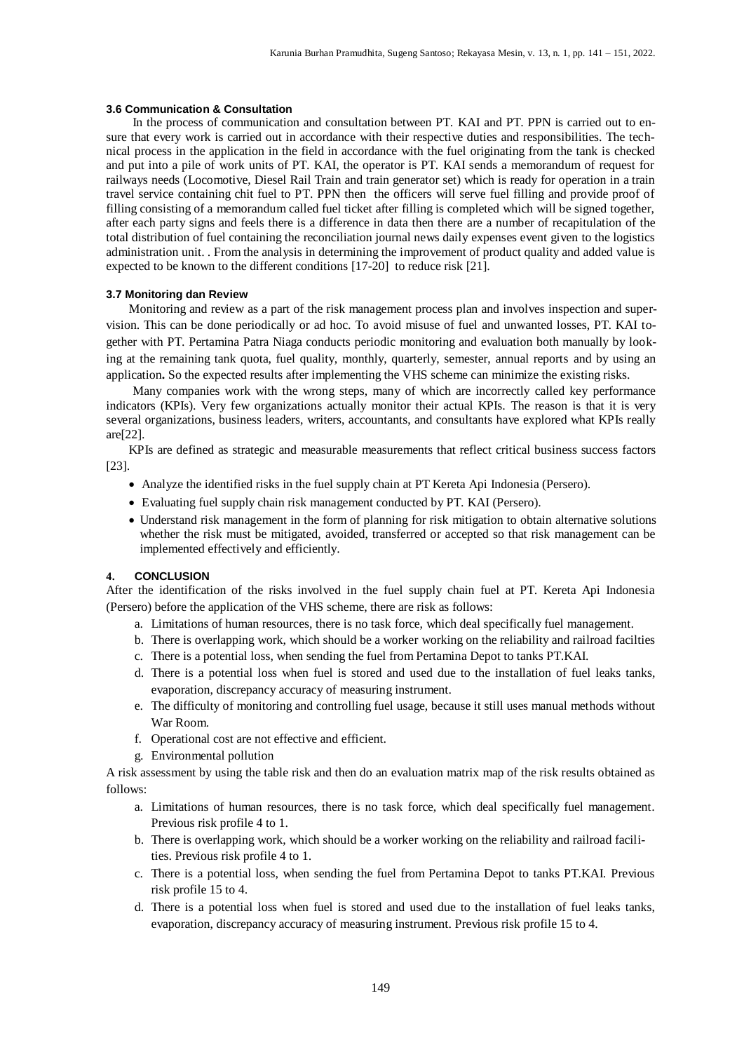### 3.6 Communication & Consultation

In the process of communication and consultation between PT. KAI and PT. PPN is carried out to ensure that every work is carried out in accordance with their respective duties and responsibilities. The technical process in the application in the field in accordance with the fuel originating from the tank is checked and put into a pile of work units of PT. KAI, the operator is PT. KAI sends a memorandum of request for railways needs (Locomotive, Diesel Rail Train and train generator set) which is ready for operation in a train travel service containing chit fuel to PT. PPN then the officers will serve fuel filling and provide proof of filling consisting of a memorandum called fuel ticket after filling is completed which will be signed together, after each party signs and feels there is a difference in data then there are a number of recapitulation of the total distribution of fuel containing the reconciliation journal news daily expenses event given to the logistics administration unit. . From the analysis in determining the improvement of product quality and added value is expected to be known to the different conditions [17-20] to reduce risk [21].

### 3.7 Monitoring dan Review

Monitoring and review as a part of the risk management process plan and involves inspection and supervision. This can be done periodically or ad hoc. To avoid misuse of fuel and unwanted losses, PT. KAI together with PT. Pertamina Patra Niaga conducts periodic monitoring and evaluation both manually by looking at the remaining tank quota, fuel quality, monthly, quarterly, semester, annual reports and by using an application**.** So the expected results after implementing the VHS scheme can minimize the existing risks.

Many companies work with the wrong steps, many of which are incorrectly called key performance indicators (KPIs). Very few organizations actually monitor their actual KPIs. The reason is that it is very several organizations, business leaders, writers, accountants, and consultants have explored what KPIs really are[22].

KPIs are defined as strategic and measurable measurements that reflect critical business success factors [23].

- Analyze the identified risks in the fuel supply chain at PT Kereta Api Indonesia (Persero).
- Evaluating fuel supply chain risk management conducted by PT. KAI (Persero).
- Understand risk management in the form of planning for risk mitigation to obtain alternative solutions whether the risk must be mitigated, avoided, transferred or accepted so that risk management can be implemented effectively and efficiently.

## 4. CONCLUSION

After the identification of the risks involved in the fuel supply chain fuel at PT. Kereta Api Indonesia (Persero) before the application of the VHS scheme, there are risk as follows:

a. Limitations of human resources, there is no task force, which deal specifically fuel management.
b. There is overlapping work, which should be a worker working on the reliability and railroad facilties
c. There is a potential loss, when sending the fuel from Pertamina Depot to tanks PT.KAI.
d. There is a potential loss when fuel is stored and used due to the installation of fuel leaks tanks, evaporation, discrepancy accuracy of measuring instrument.
e. The difficulty of monitoring and controlling fuel usage, because it still uses manual methods without War Room.
f. Operational cost are not effective and efficient.
g. Environmental pollution

A risk assessment by using the table risk and then do an evaluation matrix map of the risk results obtained as follows:

a. Limitations of human resources, there is no task force, which deal specifically fuel management. Previous risk profile 4 to 1.
b. There is overlapping work, which should be a worker working on the reliability and railroad facilities. Previous risk profile 4 to 1.
c. There is a potential loss, when sending the fuel from Pertamina Depot to tanks PT.KAI. Previous risk profile 15 to 4.
d. There is a potential loss when fuel is stored and used due to the installation of fuel leaks tanks, evaporation, discrepancy accuracy of measuring instrument. Previous risk profile 15 to 4.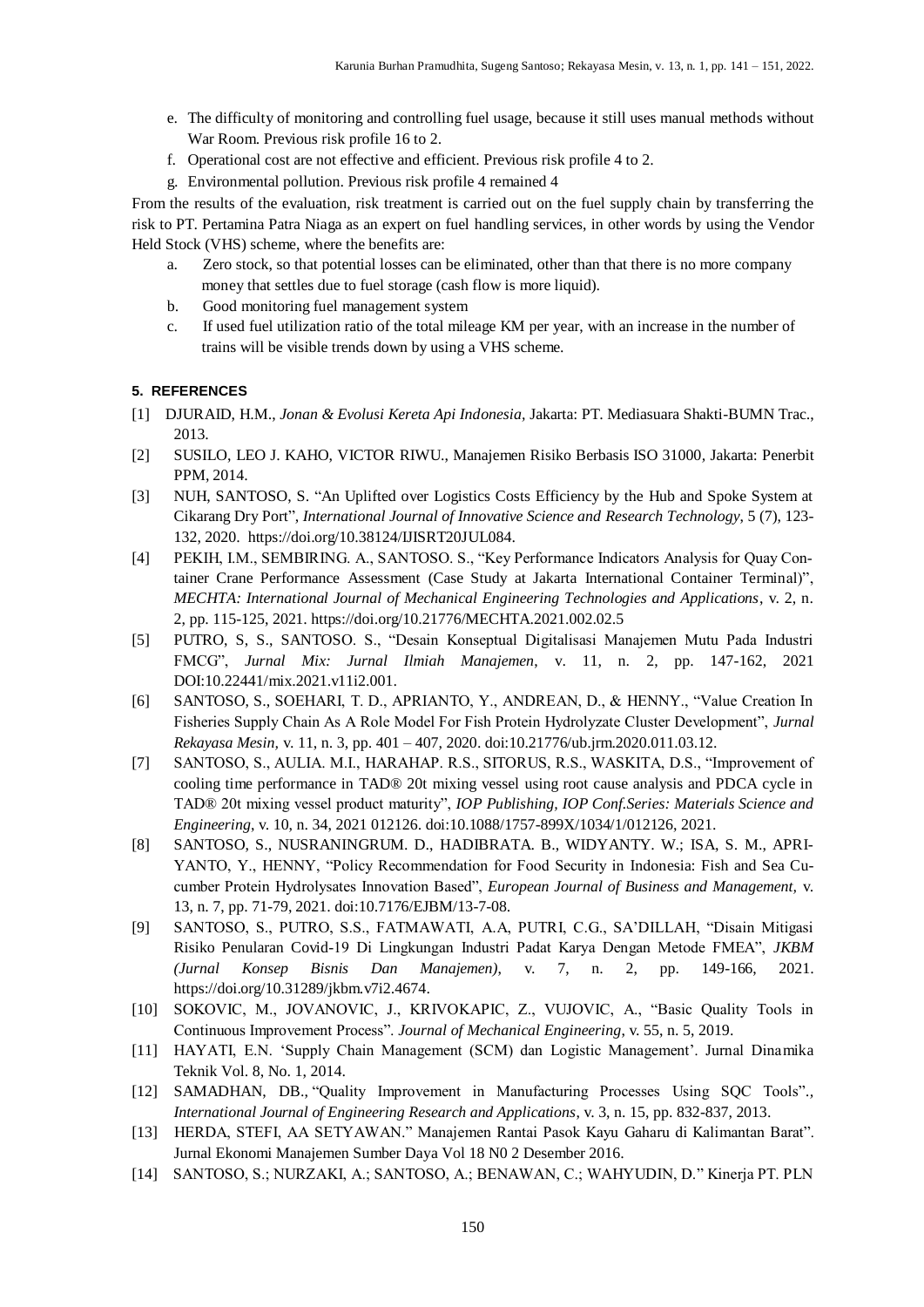e. The difficulty of monitoring and controlling fuel usage, because it still uses manual methods without War Room. Previous risk profile 16 to 2.
f. Operational cost are not effective and efficient. Previous risk profile 4 to 2.
g. Environmental pollution. Previous risk profile 4 remained 4

From the results of the evaluation, risk treatment is carried out on the fuel supply chain by transferring the risk to PT. Pertamina Patra Niaga as an expert on fuel handling services, in other words by using the Vendor Held Stock (VHS) scheme, where the benefits are:

a. Zero stock, so that potential losses can be eliminated, other than that there is no more company money that settles due to fuel storage (cash flow is more liquid).
b. Good monitoring fuel management system
c. If used fuel utilization ratio of the total mileage KM per year, with an increase in the number of trains will be visible trends down by using a VHS scheme.

## 5. REFERENCES

[1] DJURAID, H.M., *Jonan & Evolusi Kereta Api Indonesia*, Jakarta: PT. Mediasuara Shakti-BUMN Trac., 2013.

[2] SUSILO, LEO J. KAHO, VICTOR RIWU., Manajemen Risiko Berbasis ISO 31000, Jakarta: Penerbit PPM, 2014.

[3] NUH, SANTOSO, S. "An Uplifted over Logistics Costs Efficiency by the Hub and Spoke System at Cikarang Dry Port", *International Journal of Innovative Science and Research Technology*, 5 (7), 123-132, 2020. https://doi.org/10.38124/IJISRT20JUL084.

[4] PEKIH, I.M., SEMBIRING. A., SANTOSO. S., "Key Performance Indicators Analysis for Quay Container Crane Performance Assessment (Case Study at Jakarta International Container Terminal)", *MECHTA: International Journal of Mechanical Engineering Technologies and Applications*, v. 2, n. 2, pp. 115-125, 2021. https://doi.org/10.21776/MECHTA.2021.002.02.5

[5] PUTRO, S, S., SANTOSO. S., "Desain Konseptual Digitalisasi Manajemen Mutu Pada Industri FMCG", *Jurnal Mix: Jurnal Ilmiah Manajemen*, v. 11, n. 2, pp. 147-162, 2021 DOI:10.22441/mix.2021.v11i2.001.

[6] SANTOSO, S., SOEHARI, T. D., APRIANTO, Y., ANDREAN, D., & HENNY., "Value Creation In Fisheries Supply Chain As A Role Model For Fish Protein Hydrolyzate Cluster Development", *Jurnal Rekayasa Mesin*, v. 11, n. 3, pp. 401 – 407, 2020. doi:10.21776/ub.jrm.2020.011.03.12.

[7] SANTOSO, S., AULIA. M.I., HARAHAP. R.S., SITORUS, R.S., WASKITA, D.S., "Improvement of cooling time performance in TAD® 20t mixing vessel using root cause analysis and PDCA cycle in TAD® 20t mixing vessel product maturity", *IOP Publishing, IOP Conf.Series: Materials Science and Engineering*, v. 10, n. 34, 2021 012126. doi:10.1088/1757-899X/1034/1/012126, 2021.

[8] SANTOSO, S., NUSRANINGRUM. D., HADIBRATA. B., WIDYANTY. W.; ISA, S. M., APRIYANTO, Y., HENNY, "Policy Recommendation for Food Security in Indonesia: Fish and Sea Cucumber Protein Hydrolysates Innovation Based", *European Journal of Business and Management*, v. 13, n. 7, pp. 71-79, 2021. doi:10.7176/EJBM/13-7-08.

[9] SANTOSO, S., PUTRO, S.S., FATMAWATI, A.A, PUTRI, C.G., SA'DILLAH, "Disain Mitigasi Risiko Penularan Covid-19 Di Lingkungan Industri Padat Karya Dengan Metode FMEA", *JKBM (Jurnal Konsep Bisnis Dan Manajemen)*, v. 7, n. 2, pp. 149-166, 2021. https://doi.org/10.31289/jkbm.v7i2.4674.

[10] SOKOVIC, M., JOVANOVIC, J., KRIVOKAPIC, Z., VUJOVIC, A., "Basic Quality Tools in Continuous Improvement Process". *Journal of Mechanical Engineering*, v. 55, n. 5, 2019.

[11] HAYATI, E.N. 'Supply Chain Management (SCM) dan Logistic Management'. Jurnal Dinamika Teknik Vol. 8, No. 1, 2014.

[12] SAMADHAN, DB., "Quality Improvement in Manufacturing Processes Using SQC Tools"., *International Journal of Engineering Research and Applications*, v. 3, n. 15, pp. 832-837, 2013.

[13] HERDA, STEFI, AA SETYAWAN." Manajemen Rantai Pasok Kayu Gaharu di Kalimantan Barat". Jurnal Ekonomi Manajemen Sumber Daya Vol 18 N0 2 Desember 2016.

[14] SANTOSO, S.; NURZAKI, A.; SANTOSO, A.; BENAWAN, C.; WAHYUDIN, D." Kinerja PT. PLN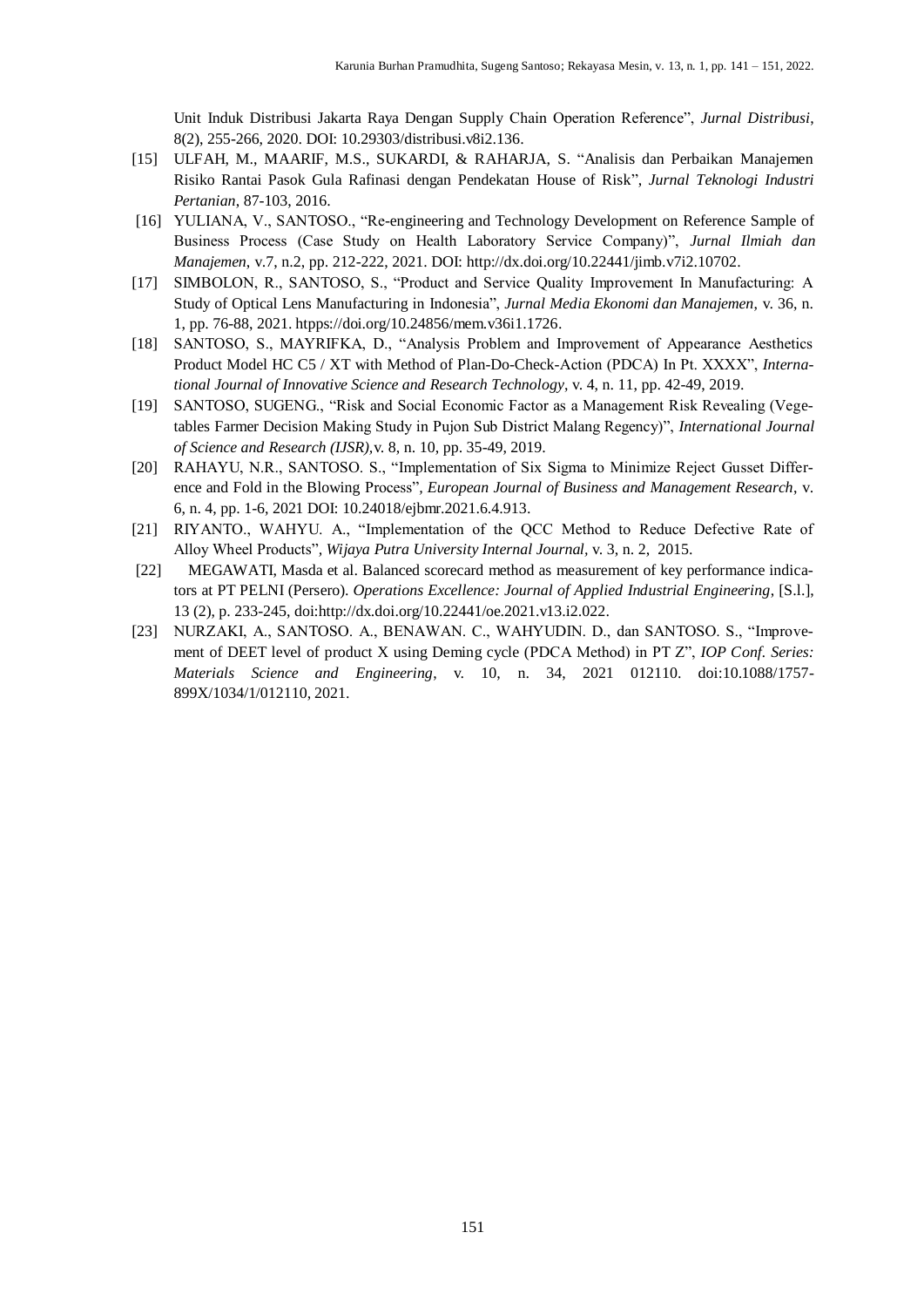Unit Induk Distribusi Jakarta Raya Dengan Supply Chain Operation Reference", *Jurnal Distribusi*, 8(2), 255-266, 2020. DOI: 10.29303/distribusi.v8i2.136.

[15] ULFAH, M., MAARIF, M.S., SUKARDI, & RAHARJA, S. "Analisis dan Perbaikan Manajemen Risiko Rantai Pasok Gula Rafinasi dengan Pendekatan House of Risk", *Jurnal Teknologi Industri Pertanian*, 87-103, 2016.

[16] YULIANA, V., SANTOSO., "Re-engineering and Technology Development on Reference Sample of Business Process (Case Study on Health Laboratory Service Company)", *Jurnal Ilmiah dan Manajemen*, v.7, n.2, pp. 212-222, 2021. DOI: http://dx.doi.org/10.22441/jimb.v7i2.10702.

[17] SIMBOLON, R., SANTOSO, S., "Product and Service Quality Improvement In Manufacturing: A Study of Optical Lens Manufacturing in Indonesia", *Jurnal Media Ekonomi dan Manajemen*, v. 36, n. 1, pp. 76-88, 2021. htpps://doi.org/10.24856/mem.v36i1.1726.

[18] SANTOSO, S., MAYRIFKA, D., "Analysis Problem and Improvement of Appearance Aesthetics Product Model HC C5 / XT with Method of Plan-Do-Check-Action (PDCA) In Pt. XXXX", *International Journal of Innovative Science and Research Technology*, v. 4, n. 11, pp. 42-49, 2019.

[19] SANTOSO, SUGENG., "Risk and Social Economic Factor as a Management Risk Revealing (Vegetables Farmer Decision Making Study in Pujon Sub District Malang Regency)", *International Journal of Science and Research (IJSR)*, v. 8, n. 10, pp. 35-49, 2019.

[20] RAHAYU, N.R., SANTOSO. S., "Implementation of Six Sigma to Minimize Reject Gusset Difference and Fold in the Blowing Process", *European Journal of Business and Management Research*, v. 6, n. 4, pp. 1-6, 2021 DOI: 10.24018/ejbmr.2021.6.4.913.

[21] RIYANTO., WAHYU. A., "Implementation of the QCC Method to Reduce Defective Rate of Alloy Wheel Products", *Wijaya Putra University Internal Journal*, v. 3, n. 2, 2015.

[22] MEGAWATI, Masda et al. Balanced scorecard method as measurement of key performance indicators at PT PELNI (Persero). *Operations Excellence: Journal of Applied Industrial Engineering*, [S.l.], 13 (2), p. 233-245, doi:http://dx.doi.org/10.22441/oe.2021.v13.i2.022.

[23] NURZAKI, A., SANTOSO. A., BENAWAN. C., WAHYUDIN. D., dan SANTOSO. S., "Improvement of DEET level of product X using Deming cycle (PDCA Method) in PT Z", *IOP Conf. Series: Materials Science and Engineering*, v. 10, n. 34, 2021 012110. doi:10.1088/1757-899X/1034/1/012110, 2021.